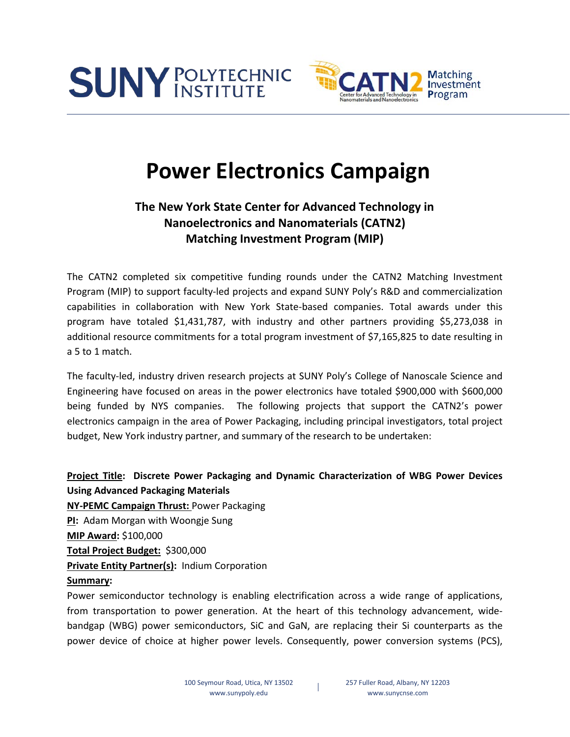# Power Electronics Campaign

## The New York State Center for Advanced Technology in Nanoelectronics and Nanomaterials (CATN2) Matching Investment Program (MIP)

The CATN2 completed six competitive funding rounds under the CATN2 Matching Investment Program (MIP) to support faculty-led projects and expand SUNY Poly's R&D and commercialization capabilities in collaboration with New York State-based companies. Total awards under this program have totaled $1,431,787, with industry and other partners providing $5,273,038 in additional resource commitments for a total program investment of $7,165,825 to date resulting in a 5 to 1 match.

The faculty-led, industry driven research projects at SUNY Poly's College of Nanoscale Science and Engineering have focused on areas in the power electronics have totaled $900,000 with $600,000 being funded by NYS companies. The following projects that support the CATN2's power electronics campaign in the area of Power Packaging, including principal investigators, total project budget, New York industry partner, and summary of the research to be undertaken:

**Project Title: Discrete Power Packaging and Dynamic Characterization of WBG Power Devices Using Advanced Packaging Materials**
**NY-PEMC Campaign Thrust:** Power Packaging
**PI:** Adam Morgan with Woongje Sung
**MIP Award:** $100,000
**Total Project Budget:** $300,000
**Private Entity Partner(s):** Indium Corporation
**Summary:**

Power semiconductor technology is enabling electrification across a wide range of applications, from transportation to power generation. At the heart of this technology advancement, wide-bandgap (WBG) power semiconductors, SiC and GaN, are replacing their Si counterparts as the power device of choice at higher power levels. Consequently, power conversion systems (PCS),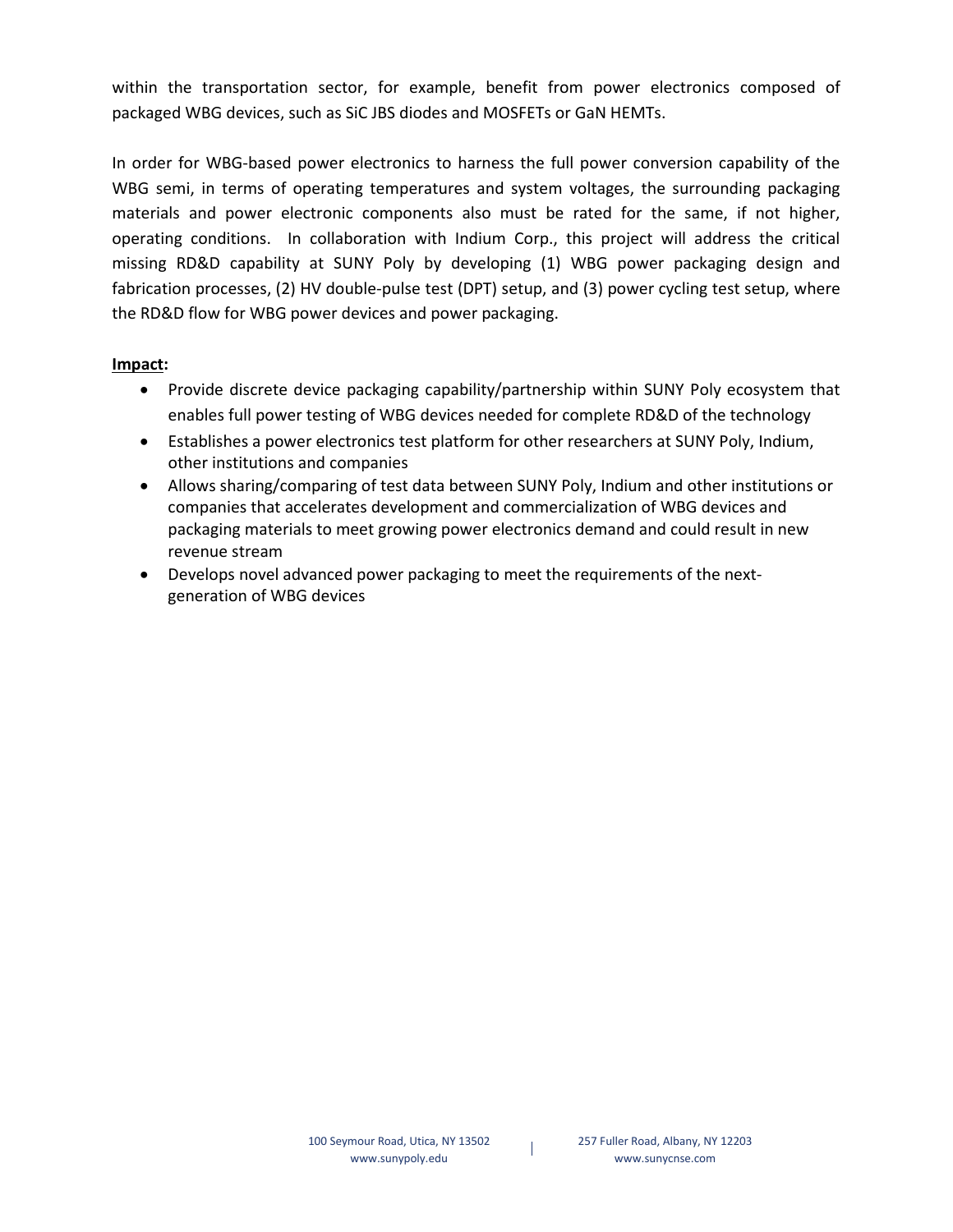within the transportation sector, for example, benefit from power electronics composed of packaged WBG devices, such as SiC JBS diodes and MOSFETs or GaN HEMTs.

In order for WBG-based power electronics to harness the full power conversion capability of the WBG semi, in terms of operating temperatures and system voltages, the surrounding packaging materials and power electronic components also must be rated for the same, if not higher, operating conditions. In collaboration with Indium Corp., this project will address the critical missing RD&D capability at SUNY Poly by developing (1) WBG power packaging design and fabrication processes, (2) HV double-pulse test (DPT) setup, and (3) power cycling test setup, where the RD&D flow for WBG power devices and power packaging.

**Impact:**

- Provide discrete device packaging capability/partnership within SUNY Poly ecosystem that enables full power testing of WBG devices needed for complete RD&D of the technology
- Establishes a power electronics test platform for other researchers at SUNY Poly, Indium, other institutions and companies
- Allows sharing/comparing of test data between SUNY Poly, Indium and other institutions or companies that accelerates development and commercialization of WBG devices and packaging materials to meet growing power electronics demand and could result in new revenue stream
- Develops novel advanced power packaging to meet the requirements of the next-generation of WBG devices